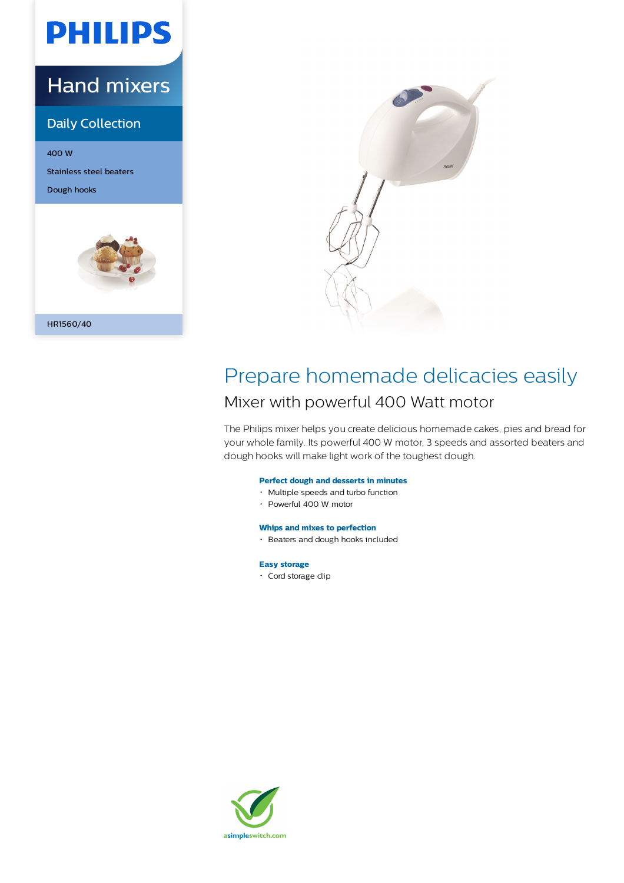PHILIPS

# Hand mixers

## Daily Collection

400 W

Stainless steel beaters

Dough hooks

HR1560/40

# Prepare homemade delicacies easily

## Mixer with powerful 400 Watt motor

The Philips mixer helps you create delicious homemade cakes, pies and bread for your whole family. Its powerful 400 W motor, 3 speeds and assorted beaters and dough hooks will make light work of the toughest dough.

**Perfect dough and desserts in minutes**
- Multiple speeds and turbo function
- Powerful 400 W motor

**Whips and mixes to perfection**
- Beaters and dough hooks included

**Easy storage**
- Cord storage clip

asimpleswitch.com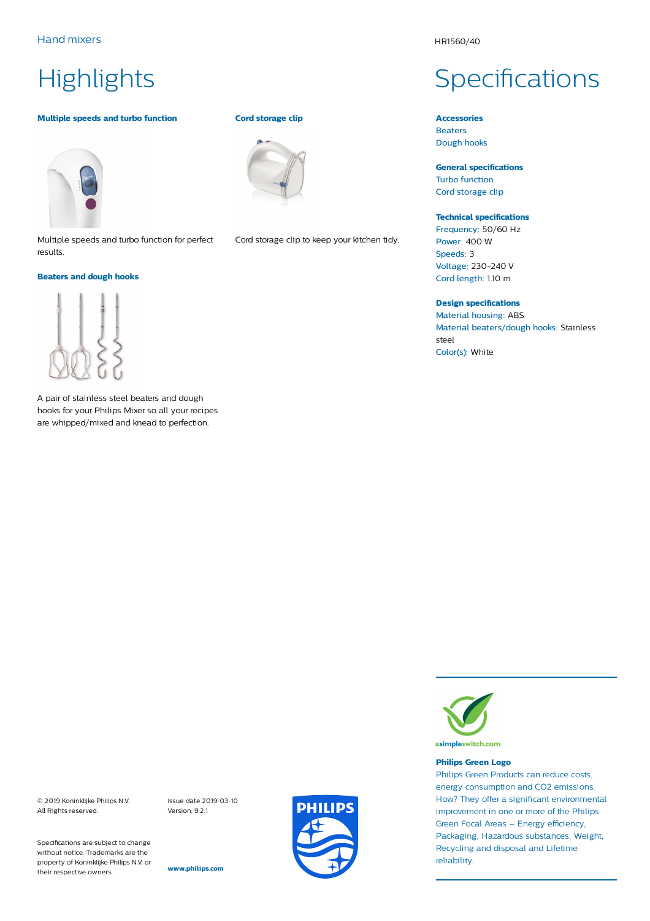Hand mixers

# Highlights

### Multiple speeds and turbo function

Multiple speeds and turbo function for perfect results.

### Beaters and dough hooks

A pair of stainless steel beaters and dough hooks for your Philips Mixer so all your recipes are whipped/mixed and knead to perfection.

### Cord storage clip

Cord storage clip to keep your kitchen tidy.

HR1560/40

# Specifications

### Accessories

- Beaters
- Dough hooks

### General specifications

- Turbo function
- Cord storage clip

### Technical specifications

- Frequency: 50/60 Hz
- Power: 400 W
- Speeds: 3
- Voltage: 230-240 V
- Cord length: 1.10 m

### Design specifications

- Material housing: ABS
- Material beaters/dough hooks: Stainless steel
- Color(s): White

asimpleswitch.com

### Philips Green Logo

Philips Green Products can reduce costs, energy consumption and CO2 emissions. How? They offer a significant environmental improvement in one or more of the Philips Green Focal Areas – Energy efficiency, Packaging, Hazardous substances, Weight, Recycling and disposal and Lifetime reliability.

© 2019 Koninklijke Philips N.V.
All Rights reserved.

Specifications are subject to change without notice. Trademarks are the property of Koninklijke Philips N.V. or their respective owners.

Issue date 2019-03-10
Version: 9.2.1

www.philips.com

PHILIPS